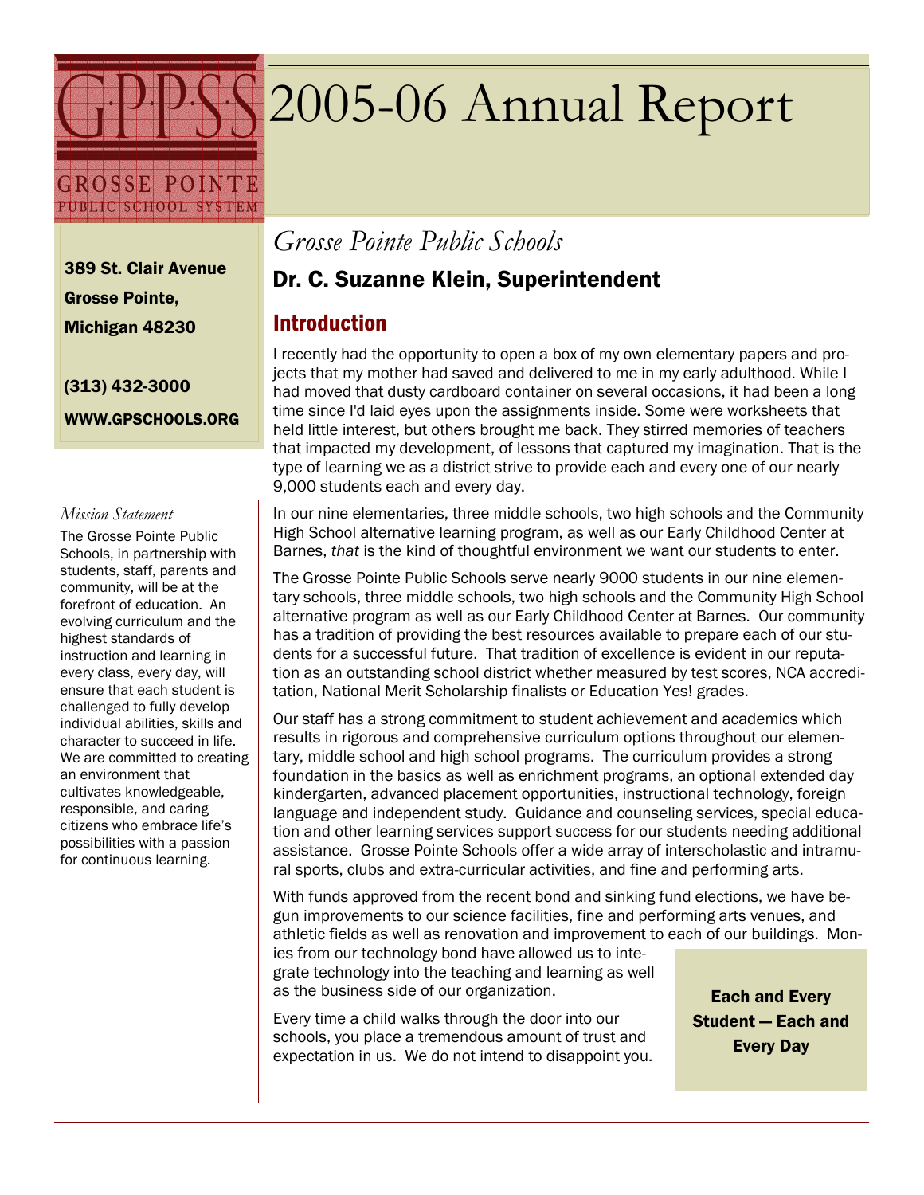GPPSS
GROSSE POINTE
PUBLIC SCHOOL SYSTEM

# 2005-06 Annual Report

389 St. Clair Avenue
Grosse Pointe,
Michigan 48230

(313) 432-3000

WWW.GPSCHOOLS.ORG

*Mission Statement*

The Grosse Pointe Public Schools, in partnership with students, staff, parents and community, will be at the forefront of education. An evolving curriculum and the highest standards of instruction and learning in every class, every day, will ensure that each student is challenged to fully develop individual abilities, skills and character to succeed in life. We are committed to creating an environment that cultivates knowledgeable, responsible, and caring citizens who embrace life's possibilities with a passion for continuous learning.

*Grosse Pointe Public Schools*

## Dr. C. Suzanne Klein, Superintendent

### Introduction

I recently had the opportunity to open a box of my own elementary papers and projects that my mother had saved and delivered to me in my early adulthood. While I had moved that dusty cardboard container on several occasions, it had been a long time since I'd laid eyes upon the assignments inside. Some were worksheets that held little interest, but others brought me back. They stirred memories of teachers that impacted my development, of lessons that captured my imagination. That is the type of learning we as a district strive to provide each and every one of our nearly 9,000 students each and every day.

In our nine elementaries, three middle schools, two high schools and the Community High School alternative learning program, as well as our Early Childhood Center at Barnes, *that* is the kind of thoughtful environment we want our students to enter.

The Grosse Pointe Public Schools serve nearly 9000 students in our nine elementary schools, three middle schools, two high schools and the Community High School alternative program as well as our Early Childhood Center at Barnes. Our community has a tradition of providing the best resources available to prepare each of our students for a successful future. That tradition of excellence is evident in our reputation as an outstanding school district whether measured by test scores, NCA accreditation, National Merit Scholarship finalists or Education Yes! grades.

Our staff has a strong commitment to student achievement and academics which results in rigorous and comprehensive curriculum options throughout our elementary, middle school and high school programs. The curriculum provides a strong foundation in the basics as well as enrichment programs, an optional extended day kindergarten, advanced placement opportunities, instructional technology, foreign language and independent study. Guidance and counseling services, special education and other learning services support success for our students needing additional assistance. Grosse Pointe Schools offer a wide array of interscholastic and intramural sports, clubs and extra-curricular activities, and fine and performing arts.

With funds approved from the recent bond and sinking fund elections, we have begun improvements to our science facilities, fine and performing arts venues, and athletic fields as well as renovation and improvement to each of our buildings. Monies from our technology bond have allowed us to integrate technology into the teaching and learning as well as the business side of our organization.

Every time a child walks through the door into our schools, you place a tremendous amount of trust and expectation in us. We do not intend to disappoint you.

**Each and Every Student — Each and Every Day**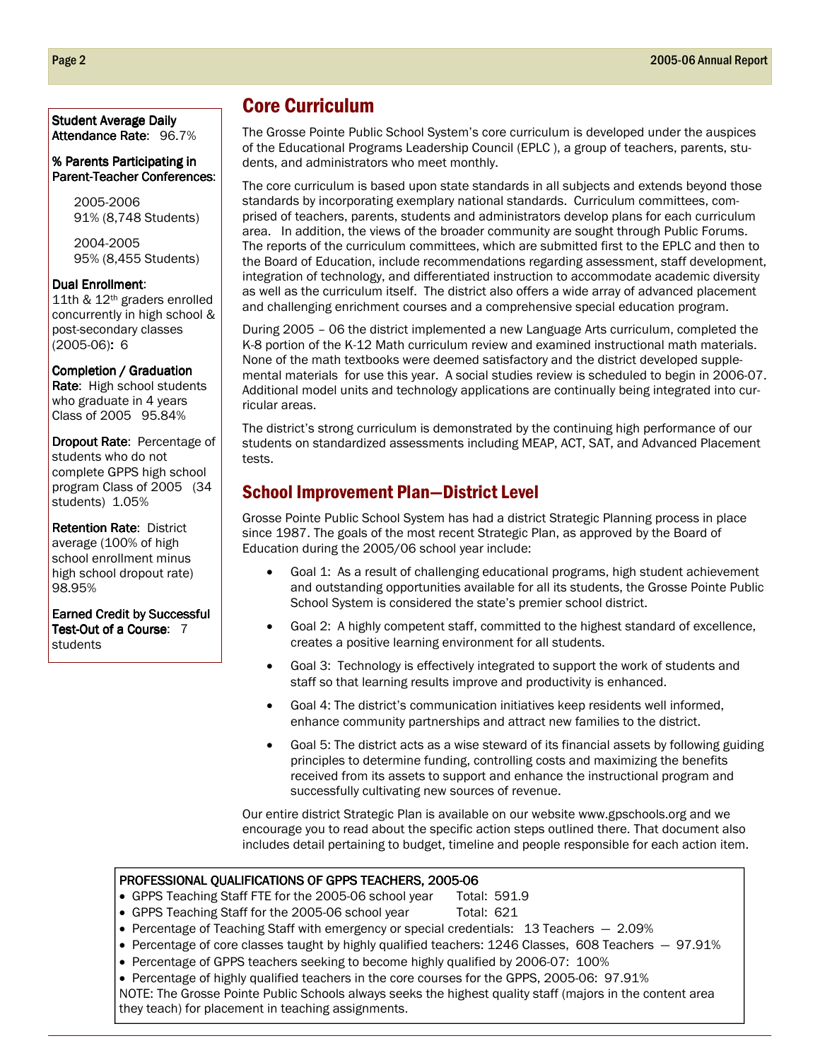**Student Average Daily Attendance Rate**: 96.7%

**% Parents Participating in Parent-Teacher Conferences**:

2005-2006
91% (8,748 Students)

2004-2005
95% (8,455 Students)

**Dual Enrollment**: 11th & 12th graders enrolled concurrently in high school & post-secondary classes (2005-06)**:** 6

**Completion / Graduation Rate**: High school students who graduate in 4 years Class of 2005 95.84%

**Dropout Rate**: Percentage of students who do not complete GPPS high school program Class of 2005 (34 students) 1.05%

**Retention Rate**: District average (100% of high school enrollment minus high school dropout rate) 98.95%

**Earned Credit by Successful Test-Out of a Course**: 7 students

## Core Curriculum

The Grosse Pointe Public School System's core curriculum is developed under the auspices of the Educational Programs Leadership Council (EPLC ), a group of teachers, parents, students, and administrators who meet monthly.

The core curriculum is based upon state standards in all subjects and extends beyond those standards by incorporating exemplary national standards. Curriculum committees, comprised of teachers, parents, students and administrators develop plans for each curriculum area. In addition, the views of the broader community are sought through Public Forums. The reports of the curriculum committees, which are submitted first to the EPLC and then to the Board of Education, include recommendations regarding assessment, staff development, integration of technology, and differentiated instruction to accommodate academic diversity as well as the curriculum itself. The district also offers a wide array of advanced placement and challenging enrichment courses and a comprehensive special education program.

During 2005 – 06 the district implemented a new Language Arts curriculum, completed the K-8 portion of the K-12 Math curriculum review and examined instructional math materials. None of the math textbooks were deemed satisfactory and the district developed supplemental materials for use this year. A social studies review is scheduled to begin in 2006-07. Additional model units and technology applications are continually being integrated into curricular areas.

The district's strong curriculum is demonstrated by the continuing high performance of our students on standardized assessments including MEAP, ACT, SAT, and Advanced Placement tests.

## School Improvement Plan—District Level

Grosse Pointe Public School System has had a district Strategic Planning process in place since 1987. The goals of the most recent Strategic Plan, as approved by the Board of Education during the 2005/06 school year include:

- Goal 1: As a result of challenging educational programs, high student achievement and outstanding opportunities available for all its students, the Grosse Pointe Public School System is considered the state's premier school district.
- Goal 2: A highly competent staff, committed to the highest standard of excellence, creates a positive learning environment for all students.
- Goal 3: Technology is effectively integrated to support the work of students and staff so that learning results improve and productivity is enhanced.
- Goal 4: The district's communication initiatives keep residents well informed, enhance community partnerships and attract new families to the district.
- Goal 5: The district acts as a wise steward of its financial assets by following guiding principles to determine funding, controlling costs and maximizing the benefits received from its assets to support and enhance the instructional program and successfully cultivating new sources of revenue.

Our entire district Strategic Plan is available on our website www.gpschools.org and we encourage you to read about the specific action steps outlined there. That document also includes detail pertaining to budget, timeline and people responsible for each action item.

**PROFESSIONAL QUALIFICATIONS OF GPPS TEACHERS, 2005-06**

- GPPS Teaching Staff FTE for the 2005-06 school year Total: 591.9
- GPPS Teaching Staff for the 2005-06 school year Total: 621
- Percentage of Teaching Staff with emergency or special credentials: 13 Teachers — 2.09%
- Percentage of core classes taught by highly qualified teachers: 1246 Classes, 608 Teachers — 97.91%
- Percentage of GPPS teachers seeking to become highly qualified by 2006-07: 100%
- Percentage of highly qualified teachers in the core courses for the GPPS, 2005-06: 97.91%

NOTE: The Grosse Pointe Public Schools always seeks the highest quality staff (majors in the content area they teach) for placement in teaching assignments.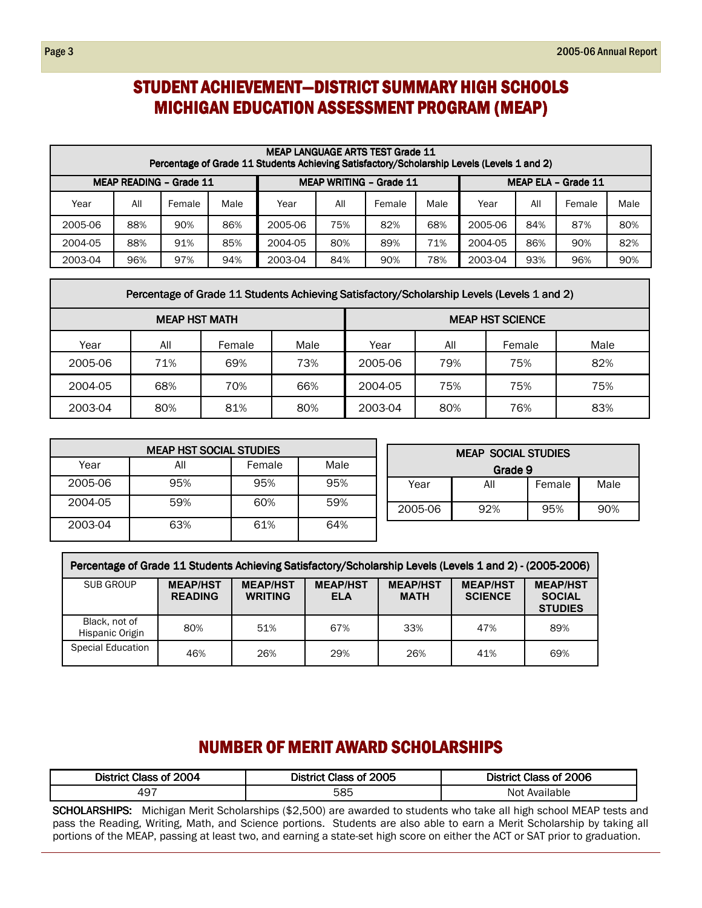# STUDENT ACHIEVEMENT—DISTRICT SUMMARY HIGH SCHOOLS
# MICHIGAN EDUCATION ASSESSMENT PROGRAM (MEAP)

| MEAP LANGUAGE ARTS TEST Grade 11 Percentage of Grade 11 Students Achieving Satisfactory/Scholarship Levels (Levels 1 and 2) | | | | | | | | | | | |
|---|---|---|---|---|---|---|---|---|---|---|---|
| **MEAP READING – Grade 11** | | | | **MEAP WRITING – Grade 11** | | | | **MEAP ELA – Grade 11** | | | |
| Year | All | Female | Male | Year | All | Female | Male | Year | All | Female | Male |
| 2005-06 | 88% | 90% | 86% | 2005-06 | 75% | 82% | 68% | 2005-06 | 84% | 87% | 80% |
| 2004-05 | 88% | 91% | 85% | 2004-05 | 80% | 89% | 71% | 2004-05 | 86% | 90% | 82% |
| 2003-04 | 96% | 97% | 94% | 2003-04 | 84% | 90% | 78% | 2003-04 | 93% | 96% | 90% |

| Percentage of Grade 11 Students Achieving Satisfactory/Scholarship Levels (Levels 1 and 2) | | | | | | | |
|---|---|---|---|---|---|---|---|
| **MEAP HST MATH** | | | | **MEAP HST SCIENCE** | | | |
| Year | All | Female | Male | Year | All | Female | Male |
| 2005-06 | 71% | 69% | 73% | 2005-06 | 79% | 75% | 82% |
| 2004-05 | 68% | 70% | 66% | 2004-05 | 75% | 75% | 75% |
| 2003-04 | 80% | 81% | 80% | 2003-04 | 80% | 76% | 83% |

| MEAP HST SOCIAL STUDIES | | | |
|---|---|---|---|
| Year | All | Female | Male |
| 2005-06 | 95% | 95% | 95% |
| 2004-05 | 59% | 60% | 59% |
| 2003-04 | 63% | 61% | 64% |

| MEAP SOCIAL STUDIES Grade 9 | | | |
|---|---|---|---|
| Year | All | Female | Male |
| 2005-06 | 92% | 95% | 90% |

| Percentage of Grade 11 Students Achieving Satisfactory/Scholarship Levels (Levels 1 and 2) - (2005-2006) | | | | | | |
|---|---|---|---|---|---|---|
| SUB GROUP | **MEAP/HST READING** | **MEAP/HST WRITING** | **MEAP/HST ELA** | **MEAP/HST MATH** | **MEAP/HST SCIENCE** | **MEAP/HST SOCIAL STUDIES** |
| Black, not of Hispanic Origin | 80% | 51% | 67% | 33% | 47% | 89% |
| Special Education | 46% | 26% | 29% | 26% | 41% | 69% |

# NUMBER OF MERIT AWARD SCHOLARSHIPS

| District Class of 2004 | District Class of 2005 | District Class of 2006 |
|---|---|---|
| 497 | 585 | Not Available |

**SCHOLARSHIPS:** Michigan Merit Scholarships ($2,500) are awarded to students who take all high school MEAP tests and pass the Reading, Writing, Math, and Science portions. Students are also able to earn a Merit Scholarship by taking all portions of the MEAP, passing at least two, and earning a state-set high score on either the ACT or SAT prior to graduation.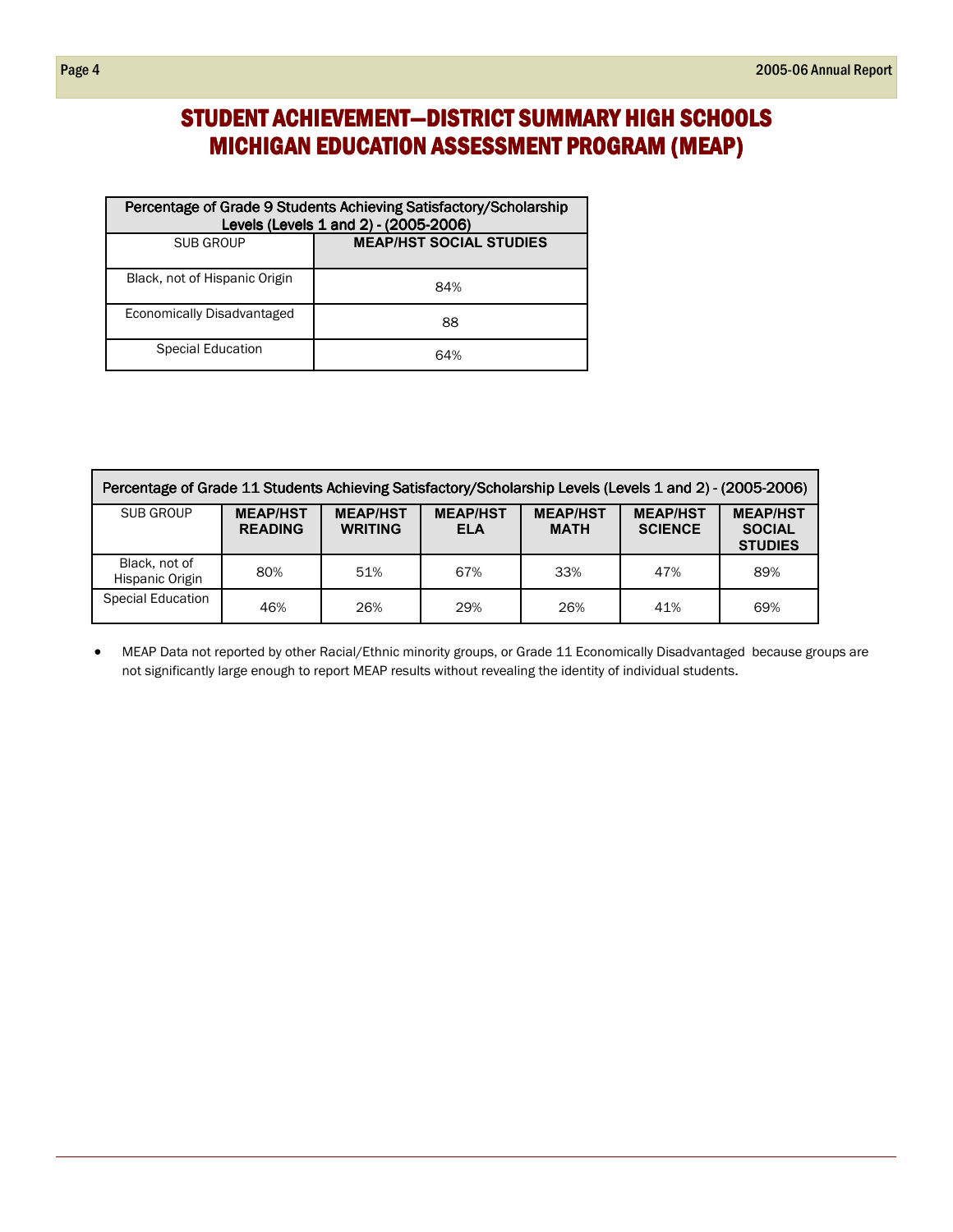# STUDENT ACHIEVEMENT—DISTRICT SUMMARY HIGH SCHOOLS MICHIGAN EDUCATION ASSESSMENT PROGRAM (MEAP)

| Percentage of Grade 9 Students Achieving Satisfactory/Scholarship Levels (Levels 1 and 2) - (2005-2006) | |
|---|---|
| SUB GROUP | **MEAP/HST SOCIAL STUDIES** |
| Black, not of Hispanic Origin | 84% |
| Economically Disadvantaged | 88 |
| Special Education | 64% |

| Percentage of Grade 11 Students Achieving Satisfactory/Scholarship Levels (Levels 1 and 2) - (2005-2006) | | | | | | |
|---|---|---|---|---|---|---|
| SUB GROUP | **MEAP/HST READING** | **MEAP/HST WRITING** | **MEAP/HST ELA** | **MEAP/HST MATH** | **MEAP/HST SCIENCE** | **MEAP/HST SOCIAL STUDIES** |
| Black, not of Hispanic Origin | 80% | 51% | 67% | 33% | 47% | 89% |
| Special Education | 46% | 26% | 29% | 26% | 41% | 69% |

- MEAP Data not reported by other Racial/Ethnic minority groups, or Grade 11 Economically Disadvantaged because groups are not significantly large enough to report MEAP results without revealing the identity of individual students.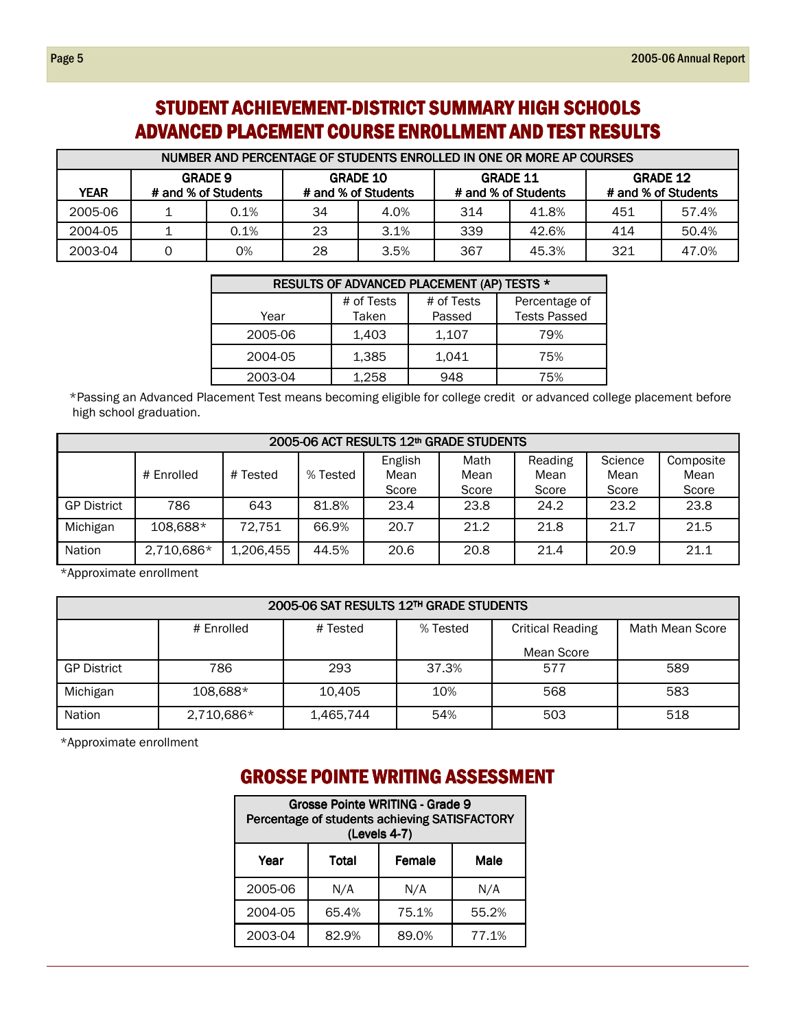# STUDENT ACHIEVEMENT-DISTRICT SUMMARY HIGH SCHOOLS
# ADVANCED PLACEMENT COURSE ENROLLMENT AND TEST RESULTS

| NUMBER AND PERCENTAGE OF STUDENTS ENROLLED IN ONE OR MORE AP COURSES | | | | | | | | |
|---|---|---|---|---|---|---|---|---|
| YEAR | GRADE 9 # and % of Students | | GRADE 10 # and % of Students | | GRADE 11 # and % of Students | | GRADE 12 # and % of Students | |
| 2005-06 | 1 | 0.1% | 34 | 4.0% | 314 | 41.8% | 451 | 57.4% |
| 2004-05 | 1 | 0.1% | 23 | 3.1% | 339 | 42.6% | 414 | 50.4% |
| 2003-04 | 0 | 0% | 28 | 3.5% | 367 | 45.3% | 321 | 47.0% |

| RESULTS OF ADVANCED PLACEMENT (AP) TESTS * | | | |
|---|---|---|---|
| Year | # of Tests Taken | # of Tests Passed | Percentage of Tests Passed |
| 2005-06 | 1,403 | 1,107 | 79% |
| 2004-05 | 1,385 | 1,041 | 75% |
| 2003-04 | 1,258 | 948 | 75% |

*Passing an Advanced Placement Test means becoming eligible for college credit or advanced college placement before high school graduation.

| 2005-06 ACT RESULTS 12th GRADE STUDENTS | | | | | | | | |
|---|---|---|---|---|---|---|---|---|
| | # Enrolled | # Tested | % Tested | English Mean Score | Math Mean Score | Reading Mean Score | Science Mean Score | Composite Mean Score |
| GP District | 786 | 643 | 81.8% | 23.4 | 23.8 | 24.2 | 23.2 | 23.8 |
| Michigan | 108,688* | 72,751 | 66.9% | 20.7 | 21.2 | 21.8 | 21.7 | 21.5 |
| Nation | 2,710,686* | 1,206,455 | 44.5% | 20.6 | 20.8 | 21.4 | 20.9 | 21.1 |

*Approximate enrollment

| 2005-06 SAT RESULTS 12TH GRADE STUDENTS | | | | | |
|---|---|---|---|---|---|
| | # Enrolled | # Tested | % Tested | Critical Reading Mean Score | Math Mean Score |
| GP District | 786 | 293 | 37.3% | 577 | 589 |
| Michigan | 108,688* | 10,405 | 10% | 568 | 583 |
| Nation | 2,710,686* | 1,465,744 | 54% | 503 | 518 |

*Approximate enrollment

# GROSSE POINTE WRITING ASSESSMENT

| Grosse Pointe WRITING - Grade 9 Percentage of students achieving SATISFACTORY (Levels 4-7) | | | |
|---|---|---|---|
| **Year** | **Total** | **Female** | **Male** |
| 2005-06 | N/A | N/A | N/A |
| 2004-05 | 65.4% | 75.1% | 55.2% |
| 2003-04 | 82.9% | 89.0% | 77.1% |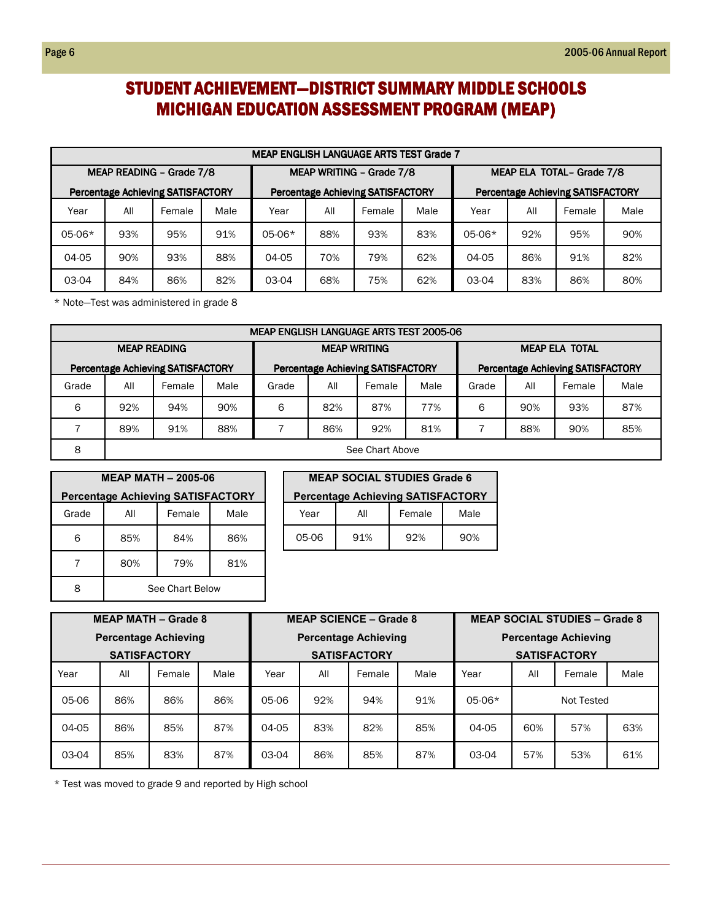# STUDENT ACHIEVEMENT—DISTRICT SUMMARY MIDDLE SCHOOLS
# MICHIGAN EDUCATION ASSESSMENT PROGRAM (MEAP)

| MEAP ENGLISH LANGUAGE ARTS TEST Grade 7 | | | | | | | | | | | |
|---|---|---|---|---|---|---|---|---|---|---|---|
| MEAP READING – Grade 7/8 Percentage Achieving SATISFACTORY | | | | MEAP WRITING – Grade 7/8 Percentage Achieving SATISFACTORY | | | | MEAP ELA TOTAL– Grade 7/8 Percentage Achieving SATISFACTORY | | | |
| Year | All | Female | Male | Year | All | Female | Male | Year | All | Female | Male |
| 05-06* | 93% | 95% | 91% | 05-06* | 88% | 93% | 83% | 05-06* | 92% | 95% | 90% |
| 04-05 | 90% | 93% | 88% | 04-05 | 70% | 79% | 62% | 04-05 | 86% | 91% | 82% |
| 03-04 | 84% | 86% | 82% | 03-04 | 68% | 75% | 62% | 03-04 | 83% | 86% | 80% |

* Note—Test was administered in grade 8

| MEAP ENGLISH LANGUAGE ARTS TEST 2005-06 | | | | | | | | | | | |
|---|---|---|---|---|---|---|---|---|---|---|---|
| MEAP READING Percentage Achieving SATISFACTORY | | | | MEAP WRITING Percentage Achieving SATISFACTORY | | | | MEAP ELA TOTAL Percentage Achieving SATISFACTORY | | | |
| Grade | All | Female | Male | Grade | All | Female | Male | Grade | All | Female | Male |
| 6 | 92% | 94% | 90% | 6 | 82% | 87% | 77% | 6 | 90% | 93% | 87% |
| 7 | 89% | 91% | 88% | 7 | 86% | 92% | 81% | 7 | 88% | 90% | 85% |
| 8 | See Chart Above | | | | | | | | | | |

| MEAP MATH – 2005-06 Percentage Achieving SATISFACTORY | | | |
|---|---|---|---|
| Grade | All | Female | Male |
| 6 | 85% | 84% | 86% |
| 7 | 80% | 79% | 81% |
| 8 | See Chart Below | | |

| MEAP SOCIAL STUDIES Grade 6 Percentage Achieving SATISFACTORY | | | |
|---|---|---|---|
| Year | All | Female | Male |
| 05-06 | 91% | 92% | 90% |

| MEAP MATH – Grade 8 Percentage Achieving SATISFACTORY | | | | MEAP SCIENCE – Grade 8 Percentage Achieving SATISFACTORY | | | | MEAP SOCIAL STUDIES – Grade 8 Percentage Achieving SATISFACTORY | | | |
|---|---|---|---|---|---|---|---|---|---|---|---|
| Year | All | Female | Male | Year | All | Female | Male | Year | All | Female | Male |
| 05-06 | 86% | 86% | 86% | 05-06 | 92% | 94% | 91% | 05-06* | Not Tested | | |
| 04-05 | 86% | 85% | 87% | 04-05 | 83% | 82% | 85% | 04-05 | 60% | 57% | 63% |
| 03-04 | 85% | 83% | 87% | 03-04 | 86% | 85% | 87% | 03-04 | 57% | 53% | 61% |

* Test was moved to grade 9 and reported by High school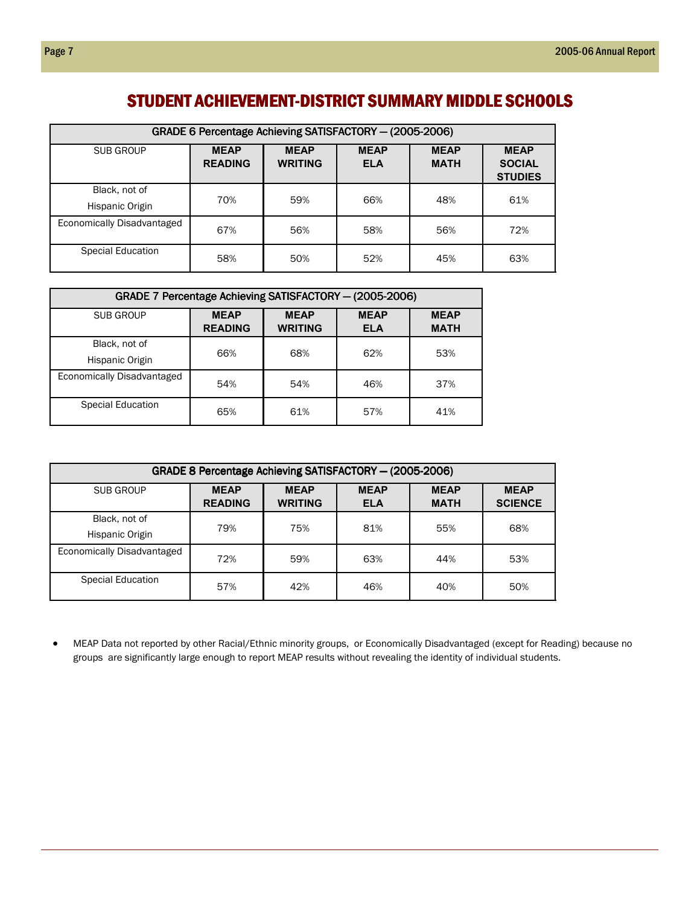# STUDENT ACHIEVEMENT-DISTRICT SUMMARY MIDDLE SCHOOLS

| GRADE 6 Percentage Achieving SATISFACTORY — (2005-2006) | | | | | |
|---|---|---|---|---|---|
| SUB GROUP | **MEAP READING** | **MEAP WRITING** | **MEAP ELA** | **MEAP MATH** | **MEAP SOCIAL STUDIES** |
| Black, not of Hispanic Origin | 70% | 59% | 66% | 48% | 61% |
| Economically Disadvantaged | 67% | 56% | 58% | 56% | 72% |
| Special Education | 58% | 50% | 52% | 45% | 63% |

| GRADE 7 Percentage Achieving SATISFACTORY — (2005-2006) | | | | |
|---|---|---|---|---|
| SUB GROUP | **MEAP READING** | **MEAP WRITING** | **MEAP ELA** | **MEAP MATH** |
| Black, not of Hispanic Origin | 66% | 68% | 62% | 53% |
| Economically Disadvantaged | 54% | 54% | 46% | 37% |
| Special Education | 65% | 61% | 57% | 41% |

| GRADE 8 Percentage Achieving SATISFACTORY — (2005-2006) | | | | | |
|---|---|---|---|---|---|
| SUB GROUP | **MEAP READING** | **MEAP WRITING** | **MEAP ELA** | **MEAP MATH** | **MEAP SCIENCE** |
| Black, not of Hispanic Origin | 79% | 75% | 81% | 55% | 68% |
| Economically Disadvantaged | 72% | 59% | 63% | 44% | 53% |
| Special Education | 57% | 42% | 46% | 40% | 50% |

- MEAP Data not reported by other Racial/Ethnic minority groups, or Economically Disadvantaged (except for Reading) because no groups are significantly large enough to report MEAP results without revealing the identity of individual students.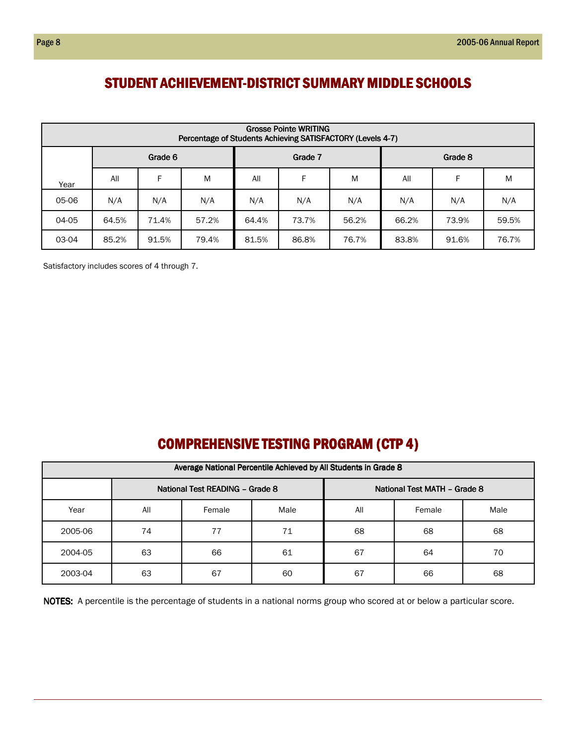# STUDENT ACHIEVEMENT-DISTRICT SUMMARY MIDDLE SCHOOLS

| Grosse Pointe WRITING<br>Percentage of Students Achieving SATISFACTORY (Levels 4-7) | | | | | | | | | |
|---|---|---|---|---|---|---|---|---|---|
| | Grade 6 | | | Grade 7 | | | Grade 8 | | |
| Year | All | F | M | All | F | M | All | F | M |
| 05-06 | N/A | N/A | N/A | N/A | N/A | N/A | N/A | N/A | N/A |
| 04-05 | 64.5% | 71.4% | 57.2% | 64.4% | 73.7% | 56.2% | 66.2% | 73.9% | 59.5% |
| 03-04 | 85.2% | 91.5% | 79.4% | 81.5% | 86.8% | 76.7% | 83.8% | 91.6% | 76.7% |

Satisfactory includes scores of 4 through 7.

# COMPREHENSIVE TESTING PROGRAM (CTP 4)

| Average National Percentile Achieved by All Students in Grade 8 | | | | | | |
|---|---|---|---|---|---|---|
| | National Test READING – Grade 8 | | | National Test MATH – Grade 8 | | |
| Year | All | Female | Male | All | Female | Male |
| 2005-06 | 74 | 77 | 71 | 68 | 68 | 68 |
| 2004-05 | 63 | 66 | 61 | 67 | 64 | 70 |
| 2003-04 | 63 | 67 | 60 | 67 | 66 | 68 |

**NOTES:** A percentile is the percentage of students in a national norms group who scored at or below a particular score.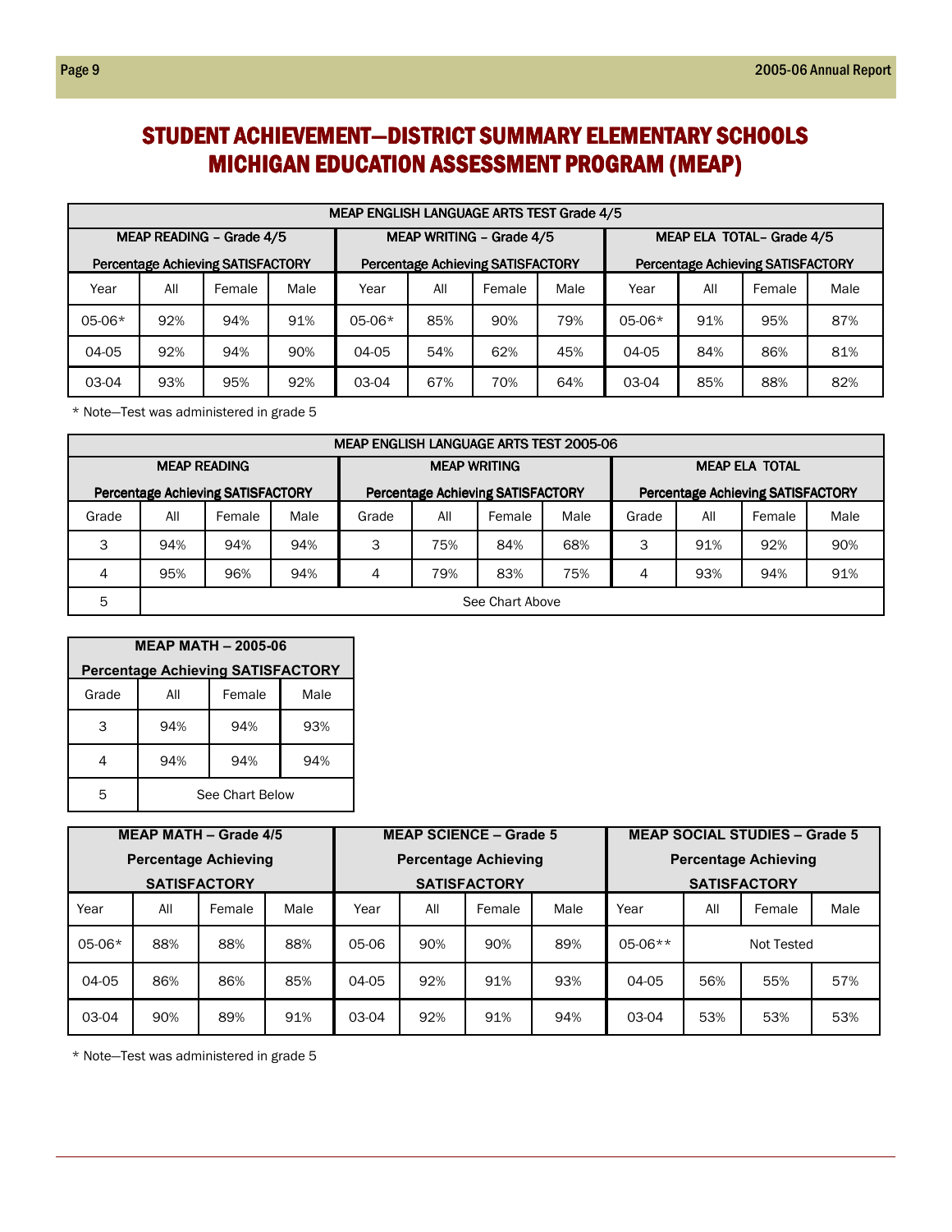# STUDENT ACHIEVEMENT—DISTRICT SUMMARY ELEMENTARY SCHOOLS MICHIGAN EDUCATION ASSESSMENT PROGRAM (MEAP)

| MEAP ENGLISH LANGUAGE ARTS TEST Grade 4/5 | | | | | | | | | | | |
|---|---|---|---|---|---|---|---|---|---|---|---|
| MEAP READING – Grade 4/5 Percentage Achieving SATISFACTORY | | | | MEAP WRITING – Grade 4/5 Percentage Achieving SATISFACTORY | | | | MEAP ELA TOTAL– Grade 4/5 Percentage Achieving SATISFACTORY | | | |
| Year | All | Female | Male | Year | All | Female | Male | Year | All | Female | Male |
| 05-06* | 92% | 94% | 91% | 05-06* | 85% | 90% | 79% | 05-06* | 91% | 95% | 87% |
| 04-05 | 92% | 94% | 90% | 04-05 | 54% | 62% | 45% | 04-05 | 84% | 86% | 81% |
| 03-04 | 93% | 95% | 92% | 03-04 | 67% | 70% | 64% | 03-04 | 85% | 88% | 82% |

\* Note—Test was administered in grade 5

| MEAP ENGLISH LANGUAGE ARTS TEST 2005-06 | | | | | | | | | | | |
|---|---|---|---|---|---|---|---|---|---|---|---|
| MEAP READING Percentage Achieving SATISFACTORY | | | | MEAP WRITING Percentage Achieving SATISFACTORY | | | | MEAP ELA TOTAL Percentage Achieving SATISFACTORY | | | |
| Grade | All | Female | Male | Grade | All | Female | Male | Grade | All | Female | Male |
| 3 | 94% | 94% | 94% | 3 | 75% | 84% | 68% | 3 | 91% | 92% | 90% |
| 4 | 95% | 96% | 94% | 4 | 79% | 83% | 75% | 4 | 93% | 94% | 91% |
| 5 | See Chart Above | | | | | | | | | | |

| MEAP MATH – 2005-06 Percentage Achieving SATISFACTORY | | | |
|---|---|---|---|
| Grade | All | Female | Male |
| 3 | 94% | 94% | 93% |
| 4 | 94% | 94% | 94% |
| 5 | See Chart Below | | |

| MEAP MATH – Grade 4/5 Percentage Achieving SATISFACTORY | | | | MEAP SCIENCE – Grade 5 Percentage Achieving SATISFACTORY | | | | MEAP SOCIAL STUDIES – Grade 5 Percentage Achieving SATISFACTORY | | | |
|---|---|---|---|---|---|---|---|---|---|---|---|
| Year | All | Female | Male | Year | All | Female | Male | Year | All | Female | Male |
| 05-06* | 88% | 88% | 88% | 05-06 | 90% | 90% | 89% | 05-06** | Not Tested | | |
| 04-05 | 86% | 86% | 85% | 04-05 | 92% | 91% | 93% | 04-05 | 56% | 55% | 57% |
| 03-04 | 90% | 89% | 91% | 03-04 | 92% | 91% | 94% | 03-04 | 53% | 53% | 53% |

\* Note—Test was administered in grade 5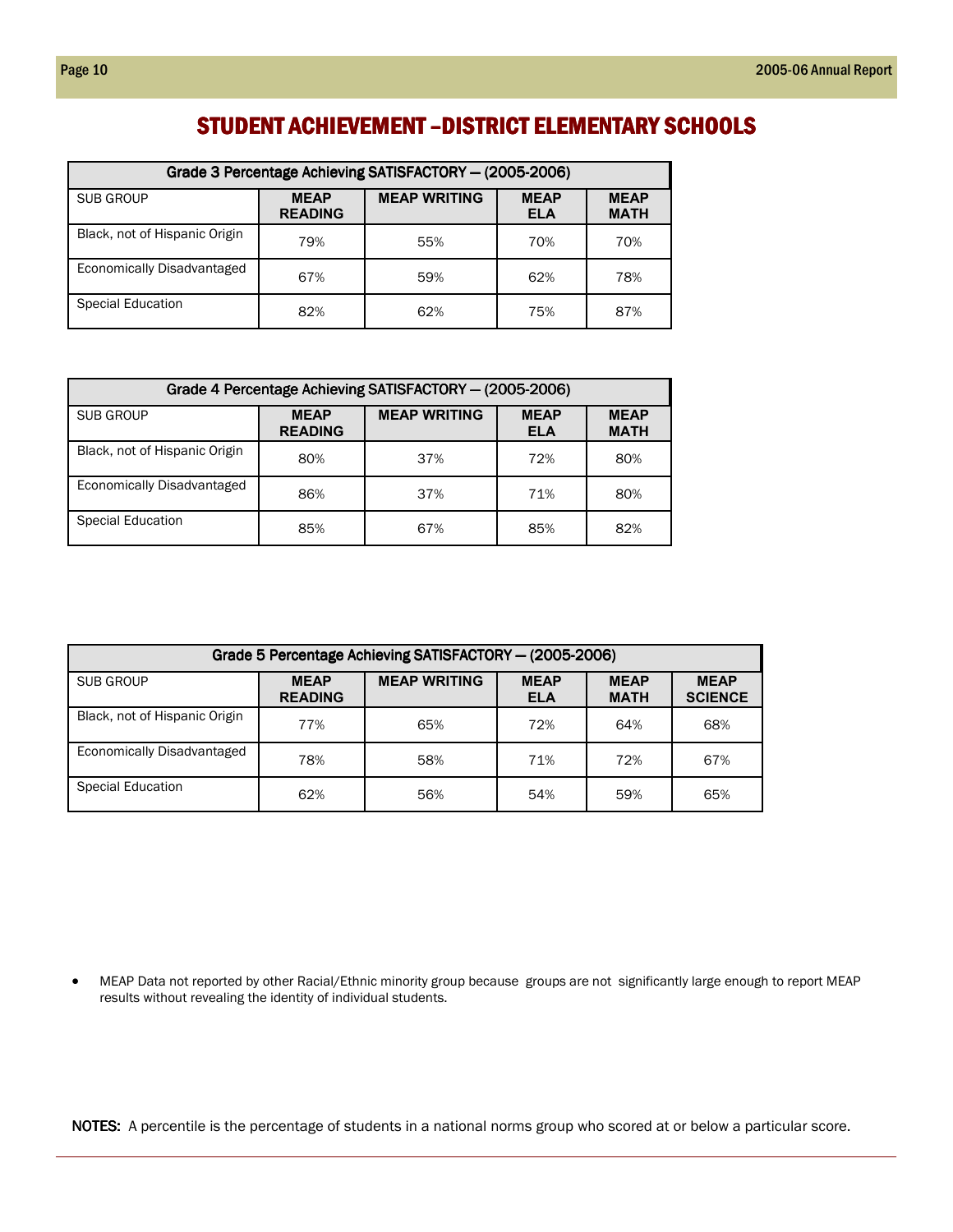# STUDENT ACHIEVEMENT –DISTRICT ELEMENTARY SCHOOLS

| Grade 3 Percentage Achieving SATISFACTORY — (2005-2006) | | | | |
|---|---|---|---|---|
| SUB GROUP | MEAP READING | MEAP WRITING | MEAP ELA | MEAP MATH |
| Black, not of Hispanic Origin | 79% | 55% | 70% | 70% |
| Economically Disadvantaged | 67% | 59% | 62% | 78% |
| Special Education | 82% | 62% | 75% | 87% |

| Grade 4 Percentage Achieving SATISFACTORY — (2005-2006) | | | | |
|---|---|---|---|---|
| SUB GROUP | MEAP READING | MEAP WRITING | MEAP ELA | MEAP MATH |
| Black, not of Hispanic Origin | 80% | 37% | 72% | 80% |
| Economically Disadvantaged | 86% | 37% | 71% | 80% |
| Special Education | 85% | 67% | 85% | 82% |

| Grade 5 Percentage Achieving SATISFACTORY — (2005-2006) | | | | | |
|---|---|---|---|---|---|
| SUB GROUP | MEAP READING | MEAP WRITING | MEAP ELA | MEAP MATH | MEAP SCIENCE |
| Black, not of Hispanic Origin | 77% | 65% | 72% | 64% | 68% |
| Economically Disadvantaged | 78% | 58% | 71% | 72% | 67% |
| Special Education | 62% | 56% | 54% | 59% | 65% |

- MEAP Data not reported by other Racial/Ethnic minority group because groups are not significantly large enough to report MEAP results without revealing the identity of individual students.

**NOTES:** A percentile is the percentage of students in a national norms group who scored at or below a particular score.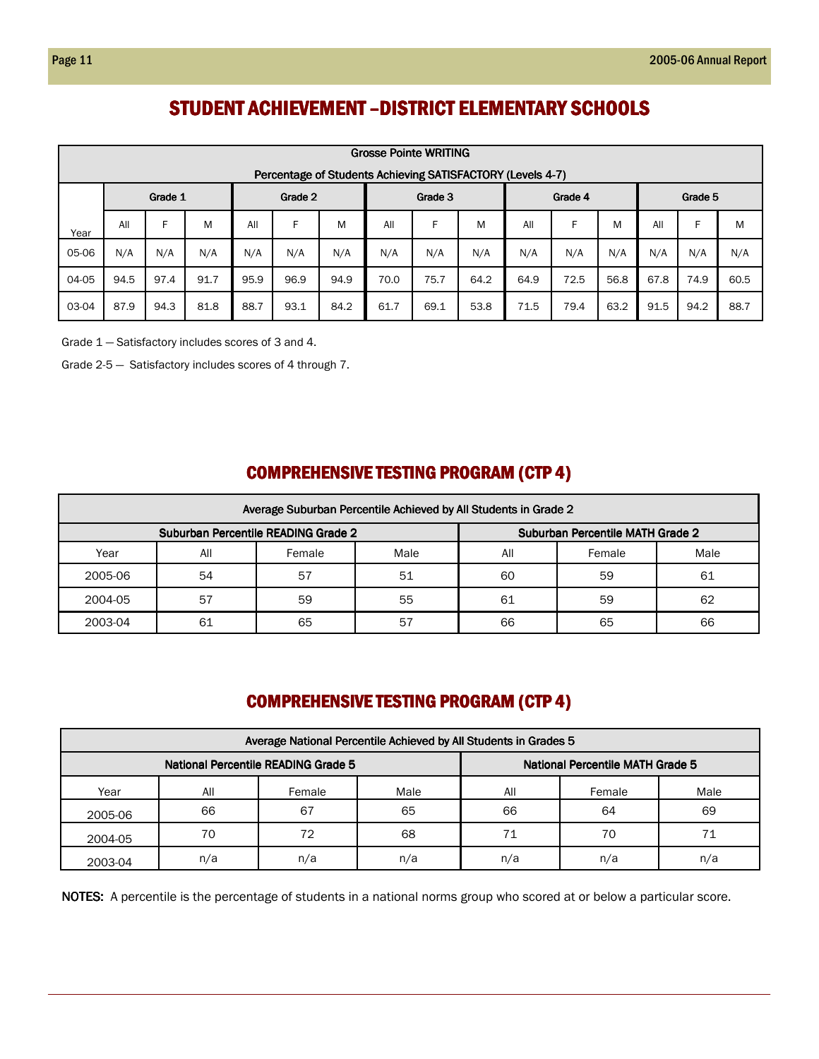# STUDENT ACHIEVEMENT –DISTRICT ELEMENTARY SCHOOLS

| Grosse Pointe WRITING<br>Percentage of Students Achieving SATISFACTORY (Levels 4-7) | | | | | | | | | | | | | | | |
|---|---|---|---|---|---|---|---|---|---|---|---|---|---|---|---|
| | Grade 1 | | | Grade 2 | | | Grade 3 | | | Grade 4 | | | Grade 5 | | |
| Year | All | F | M | All | F | M | All | F | M | All | F | M | All | F | M |
| 05-06 | N/A | N/A | N/A | N/A | N/A | N/A | N/A | N/A | N/A | N/A | N/A | N/A | N/A | N/A | N/A |
| 04-05 | 94.5 | 97.4 | 91.7 | 95.9 | 96.9 | 94.9 | 70.0 | 75.7 | 64.2 | 64.9 | 72.5 | 56.8 | 67.8 | 74.9 | 60.5 |
| 03-04 | 87.9 | 94.3 | 81.8 | 88.7 | 93.1 | 84.2 | 61.7 | 69.1 | 53.8 | 71.5 | 79.4 | 63.2 | 91.5 | 94.2 | 88.7 |

Grade 1 — Satisfactory includes scores of 3 and 4.

Grade 2-5 — Satisfactory includes scores of 4 through 7.

## COMPREHENSIVE TESTING PROGRAM (CTP 4)

| Average Suburban Percentile Achieved by All Students in Grade 2 | | | | | | |
|---|---|---|---|---|---|---|
| Suburban Percentile READING Grade 2 | | | | Suburban Percentile MATH Grade 2 | | |
| Year | All | Female | Male | All | Female | Male |
| 2005-06 | 54 | 57 | 51 | 60 | 59 | 61 |
| 2004-05 | 57 | 59 | 55 | 61 | 59 | 62 |
| 2003-04 | 61 | 65 | 57 | 66 | 65 | 66 |

## COMPREHENSIVE TESTING PROGRAM (CTP 4)

| Average National Percentile Achieved by All Students in Grades 5 | | | | | | |
|---|---|---|---|---|---|---|
| National Percentile READING Grade 5 | | | | National Percentile MATH Grade 5 | | |
| Year | All | Female | Male | All | Female | Male |
| 2005-06 | 66 | 67 | 65 | 66 | 64 | 69 |
| 2004-05 | 70 | 72 | 68 | 71 | 70 | 71 |
| 2003-04 | n/a | n/a | n/a | n/a | n/a | n/a |

**NOTES:** A percentile is the percentage of students in a national norms group who scored at or below a particular score.